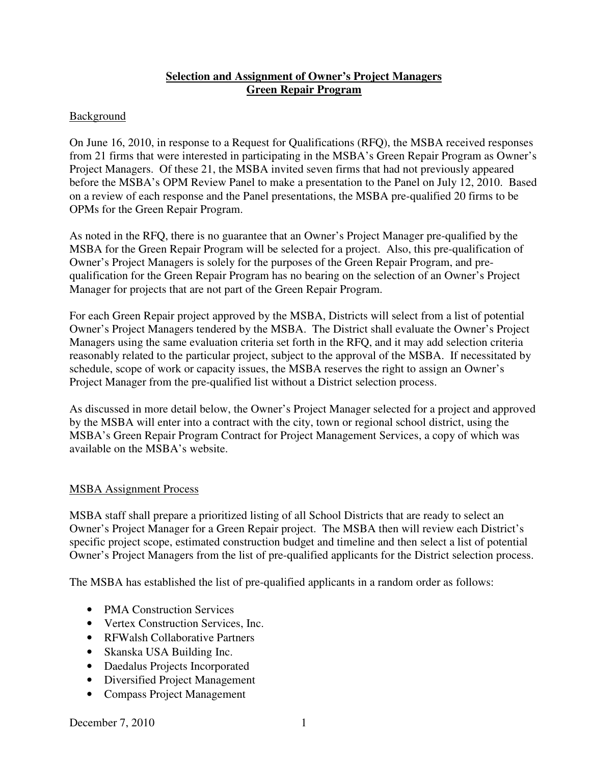# Selection and Assignment of Owner's Project Managers
## Green Repair Program

### Background

On June 16, 2010, in response to a Request for Qualifications (RFQ), the MSBA received responses from 21 firms that were interested in participating in the MSBA's Green Repair Program as Owner's Project Managers. Of these 21, the MSBA invited seven firms that had not previously appeared before the MSBA's OPM Review Panel to make a presentation to the Panel on July 12, 2010. Based on a review of each response and the Panel presentations, the MSBA pre-qualified 20 firms to be OPMs for the Green Repair Program.

As noted in the RFQ, there is no guarantee that an Owner's Project Manager pre-qualified by the MSBA for the Green Repair Program will be selected for a project. Also, this pre-qualification of Owner's Project Managers is solely for the purposes of the Green Repair Program, and pre-qualification for the Green Repair Program has no bearing on the selection of an Owner's Project Manager for projects that are not part of the Green Repair Program.

For each Green Repair project approved by the MSBA, Districts will select from a list of potential Owner's Project Managers tendered by the MSBA. The District shall evaluate the Owner's Project Managers using the same evaluation criteria set forth in the RFQ, and it may add selection criteria reasonably related to the particular project, subject to the approval of the MSBA. If necessitated by schedule, scope of work or capacity issues, the MSBA reserves the right to assign an Owner's Project Manager from the pre-qualified list without a District selection process.

As discussed in more detail below, the Owner's Project Manager selected for a project and approved by the MSBA will enter into a contract with the city, town or regional school district, using the MSBA's Green Repair Program Contract for Project Management Services, a copy of which was available on the MSBA's website.

### MSBA Assignment Process

MSBA staff shall prepare a prioritized listing of all School Districts that are ready to select an Owner's Project Manager for a Green Repair project. The MSBA then will review each District's specific project scope, estimated construction budget and timeline and then select a list of potential Owner's Project Managers from the list of pre-qualified applicants for the District selection process.

The MSBA has established the list of pre-qualified applicants in a random order as follows:

- PMA Construction Services
- Vertex Construction Services, Inc.
- RFWalsh Collaborative Partners
- Skanska USA Building Inc.
- Daedalus Projects Incorporated
- Diversified Project Management
- Compass Project Management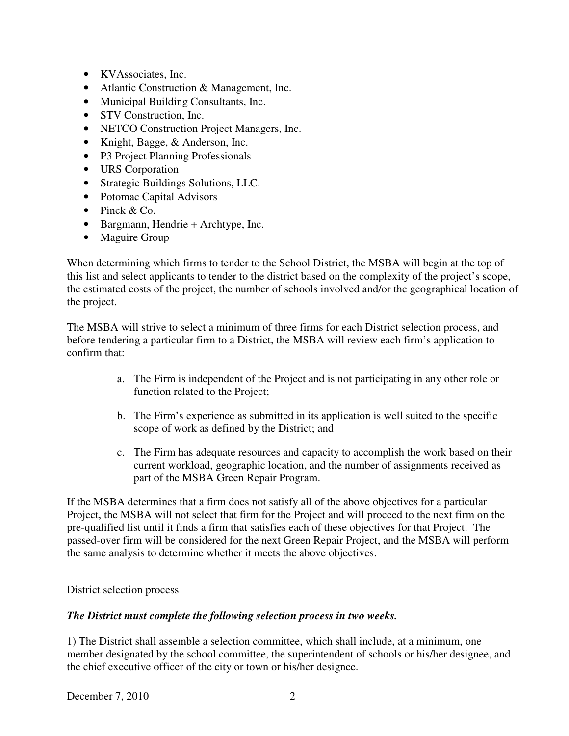- KVAssociates, Inc.
- Atlantic Construction & Management, Inc.
- Municipal Building Consultants, Inc.
- STV Construction, Inc.
- NETCO Construction Project Managers, Inc.
- Knight, Bagge, & Anderson, Inc.
- P3 Project Planning Professionals
- URS Corporation
- Strategic Buildings Solutions, LLC.
- Potomac Capital Advisors
- Pinck & Co.
- Bargmann, Hendrie + Archtype, Inc.
- Maguire Group

When determining which firms to tender to the School District, the MSBA will begin at the top of this list and select applicants to tender to the district based on the complexity of the project's scope, the estimated costs of the project, the number of schools involved and/or the geographical location of the project.

The MSBA will strive to select a minimum of three firms for each District selection process, and before tendering a particular firm to a District, the MSBA will review each firm's application to confirm that:

a. The Firm is independent of the Project and is not participating in any other role or function related to the Project;

b. The Firm's experience as submitted in its application is well suited to the specific scope of work as defined by the District; and

c. The Firm has adequate resources and capacity to accomplish the work based on their current workload, geographic location, and the number of assignments received as part of the MSBA Green Repair Program.

If the MSBA determines that a firm does not satisfy all of the above objectives for a particular Project, the MSBA will not select that firm for the Project and will proceed to the next firm on the pre-qualified list until it finds a firm that satisfies each of these objectives for that Project. The passed-over firm will be considered for the next Green Repair Project, and the MSBA will perform the same analysis to determine whether it meets the above objectives.

<u>District selection process</u>

***The District must complete the following selection process in two weeks.***

1) The District shall assemble a selection committee, which shall include, at a minimum, one member designated by the school committee, the superintendent of schools or his/her designee, and the chief executive officer of the city or town or his/her designee.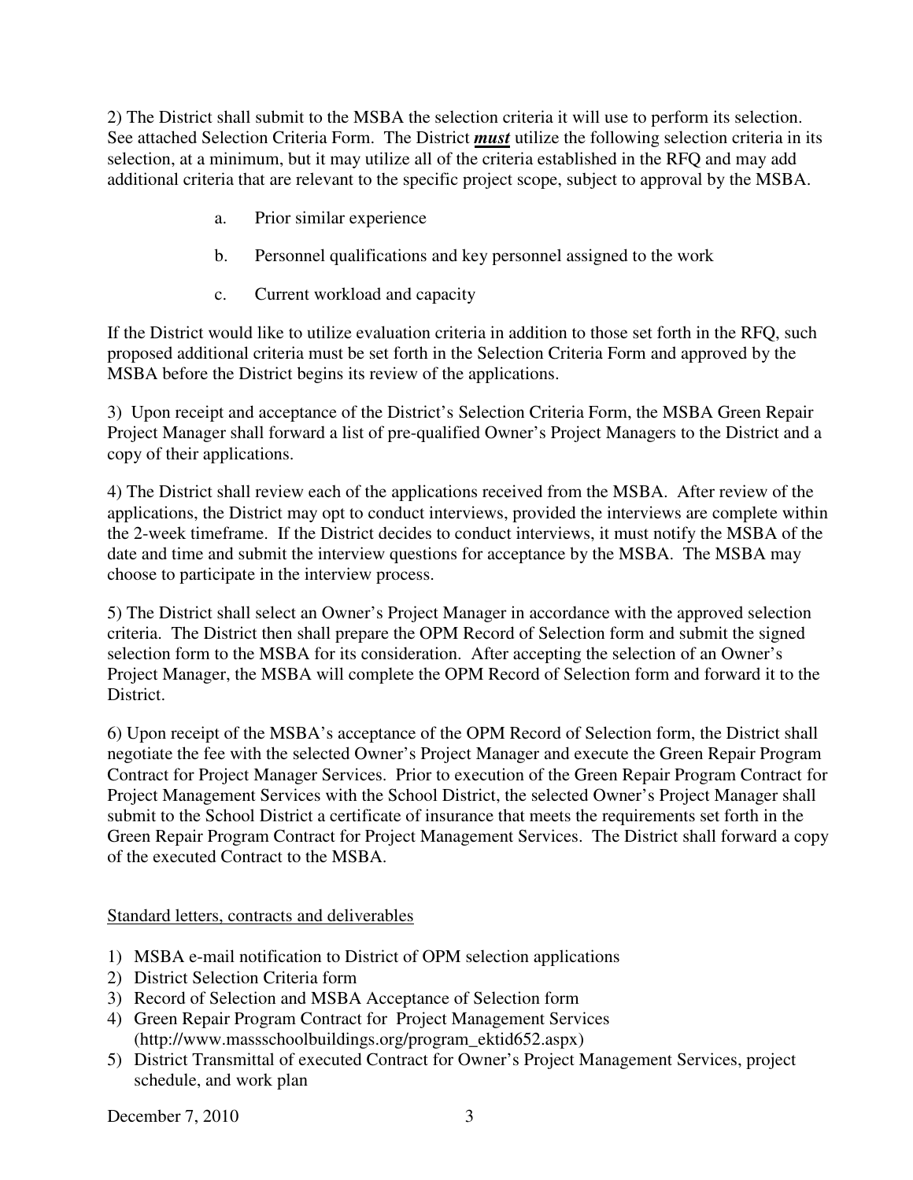2) The District shall submit to the MSBA the selection criteria it will use to perform its selection. See attached Selection Criteria Form. The District ***must*** utilize the following selection criteria in its selection, at a minimum, but it may utilize all of the criteria established in the RFQ and may add additional criteria that are relevant to the specific project scope, subject to approval by the MSBA.

a. Prior similar experience

b. Personnel qualifications and key personnel assigned to the work

c. Current workload and capacity

If the District would like to utilize evaluation criteria in addition to those set forth in the RFQ, such proposed additional criteria must be set forth in the Selection Criteria Form and approved by the MSBA before the District begins its review of the applications.

3) Upon receipt and acceptance of the District's Selection Criteria Form, the MSBA Green Repair Project Manager shall forward a list of pre-qualified Owner's Project Managers to the District and a copy of their applications.

4) The District shall review each of the applications received from the MSBA. After review of the applications, the District may opt to conduct interviews, provided the interviews are complete within the 2-week timeframe. If the District decides to conduct interviews, it must notify the MSBA of the date and time and submit the interview questions for acceptance by the MSBA. The MSBA may choose to participate in the interview process.

5) The District shall select an Owner's Project Manager in accordance with the approved selection criteria. The District then shall prepare the OPM Record of Selection form and submit the signed selection form to the MSBA for its consideration. After accepting the selection of an Owner's Project Manager, the MSBA will complete the OPM Record of Selection form and forward it to the District.

6) Upon receipt of the MSBA's acceptance of the OPM Record of Selection form, the District shall negotiate the fee with the selected Owner's Project Manager and execute the Green Repair Program Contract for Project Manager Services. Prior to execution of the Green Repair Program Contract for Project Management Services with the School District, the selected Owner's Project Manager shall submit to the School District a certificate of insurance that meets the requirements set forth in the Green Repair Program Contract for Project Management Services. The District shall forward a copy of the executed Contract to the MSBA.

<u>Standard letters, contracts and deliverables</u>

1) MSBA e-mail notification to District of OPM selection applications
2) District Selection Criteria form
3) Record of Selection and MSBA Acceptance of Selection form
4) Green Repair Program Contract for Project Management Services (http://www.massschoolbuildings.org/program_ektid652.aspx)
5) District Transmittal of executed Contract for Owner's Project Management Services, project schedule, and work plan

December 7, 2010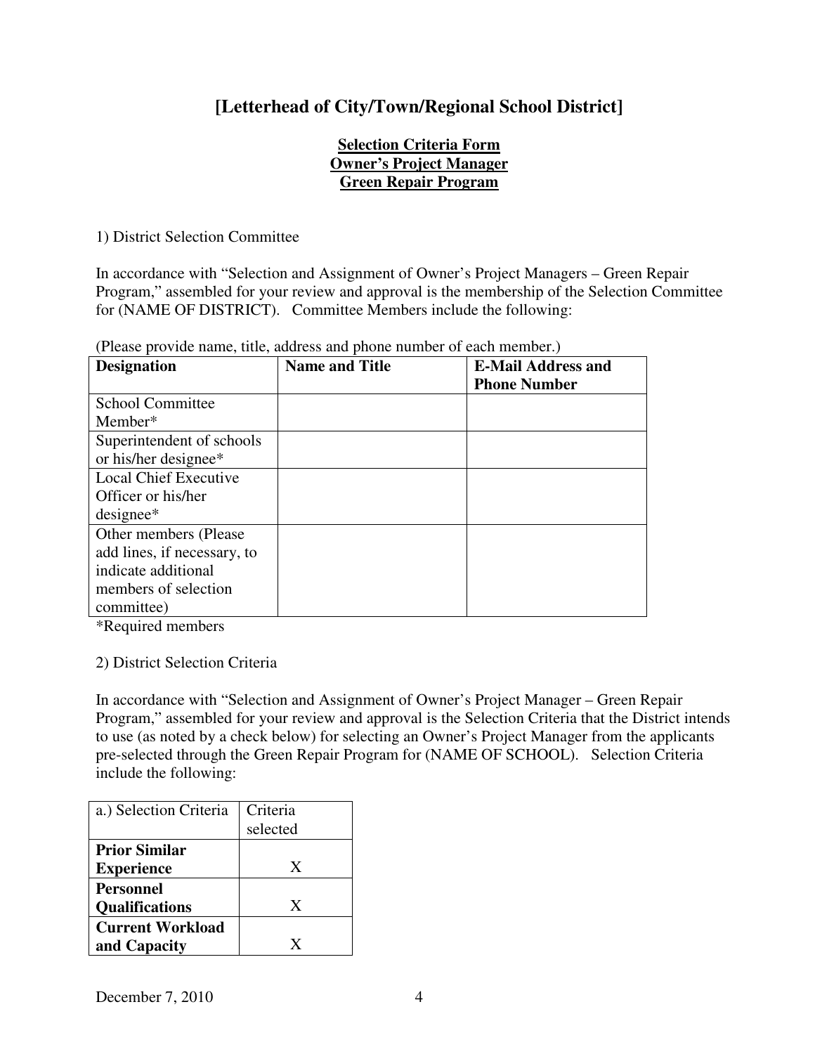# [Letterhead of City/Town/Regional School District]

**Selection Criteria Form**
**Owner's Project Manager**
**Green Repair Program**

1) District Selection Committee

In accordance with "Selection and Assignment of Owner's Project Managers – Green Repair Program," assembled for your review and approval is the membership of the Selection Committee for (NAME OF DISTRICT). Committee Members include the following:

(Please provide name, title, address and phone number of each member.)

| **Designation** | **Name and Title** | **E-Mail Address and Phone Number** |
| --- | --- | --- |
| School Committee Member* | | |
| Superintendent of schools or his/her designee* | | |
| Local Chief Executive Officer or his/her designee* | | |
| Other members (Please add lines, if necessary, to indicate additional members of selection committee) | | |

*Required members

2) District Selection Criteria

In accordance with "Selection and Assignment of Owner's Project Manager – Green Repair Program," assembled for your review and approval is the Selection Criteria that the District intends to use (as noted by a check below) for selecting an Owner's Project Manager from the applicants pre-selected through the Green Repair Program for (NAME OF SCHOOL). Selection Criteria include the following:

| a.) Selection Criteria | Criteria selected |
| --- | --- |
| **Prior Similar Experience** | X |
| **Personnel Qualifications** | X |
| **Current Workload and Capacity** | X |

December 7, 2010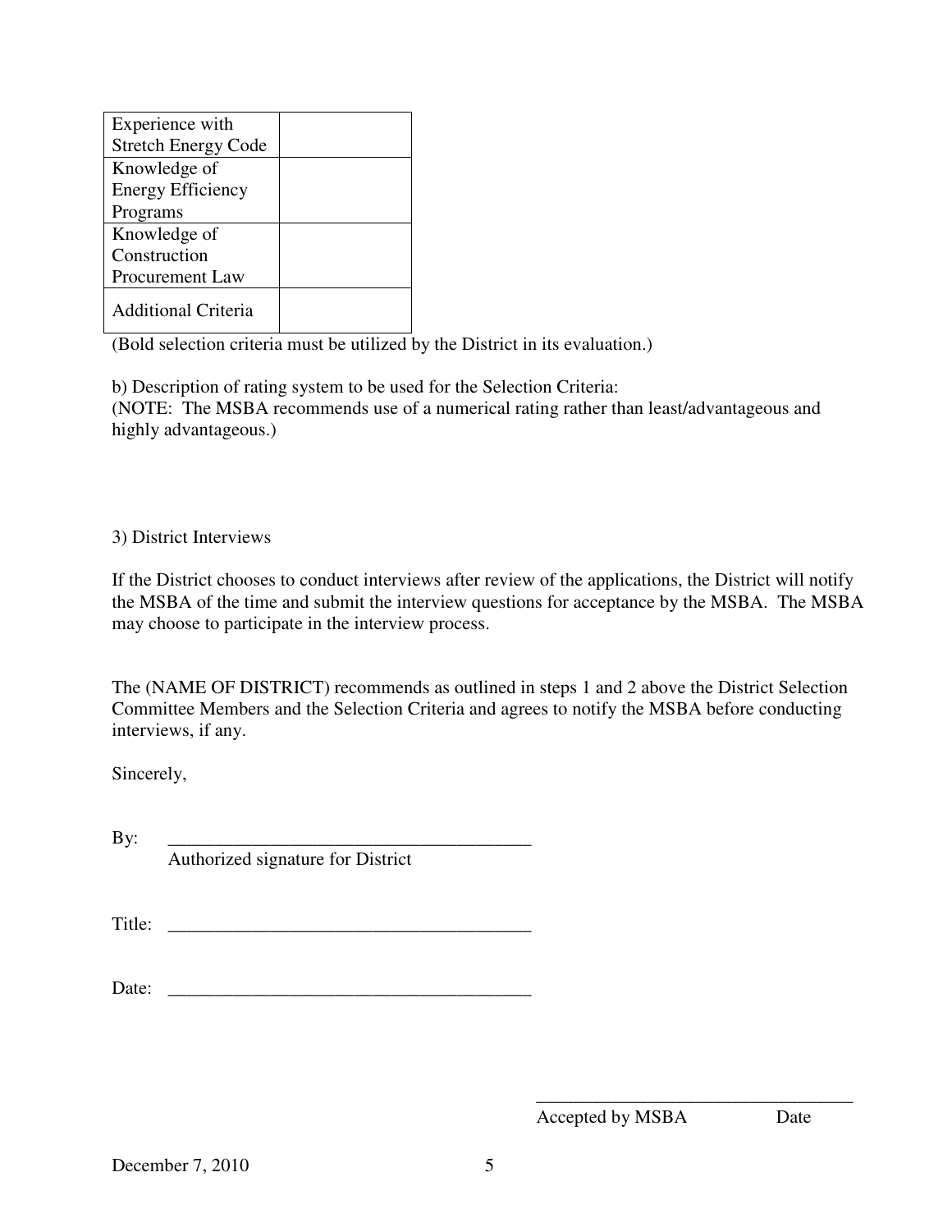| | |
|---|---|
| Experience with Stretch Energy Code | |
| Knowledge of Energy Efficiency Programs | |
| Knowledge of Construction Procurement Law | |
| Additional Criteria | |

(Bold selection criteria must be utilized by the District in its evaluation.)

b) Description of rating system to be used for the Selection Criteria:
(NOTE: The MSBA recommends use of a numerical rating rather than least/advantageous and highly advantageous.)

3) District Interviews

If the District chooses to conduct interviews after review of the applications, the District will notify the MSBA of the time and submit the interview questions for acceptance by the MSBA. The MSBA may choose to participate in the interview process.

The (NAME OF DISTRICT) recommends as outlined in steps 1 and 2 above the District Selection Committee Members and the Selection Criteria and agrees to notify the MSBA before conducting interviews, if any.

Sincerely,

By: ________________________________________
Authorized signature for District

Title: ________________________________________

Date: ________________________________________

___________________________________
Accepted by MSBA Date

December 7, 2010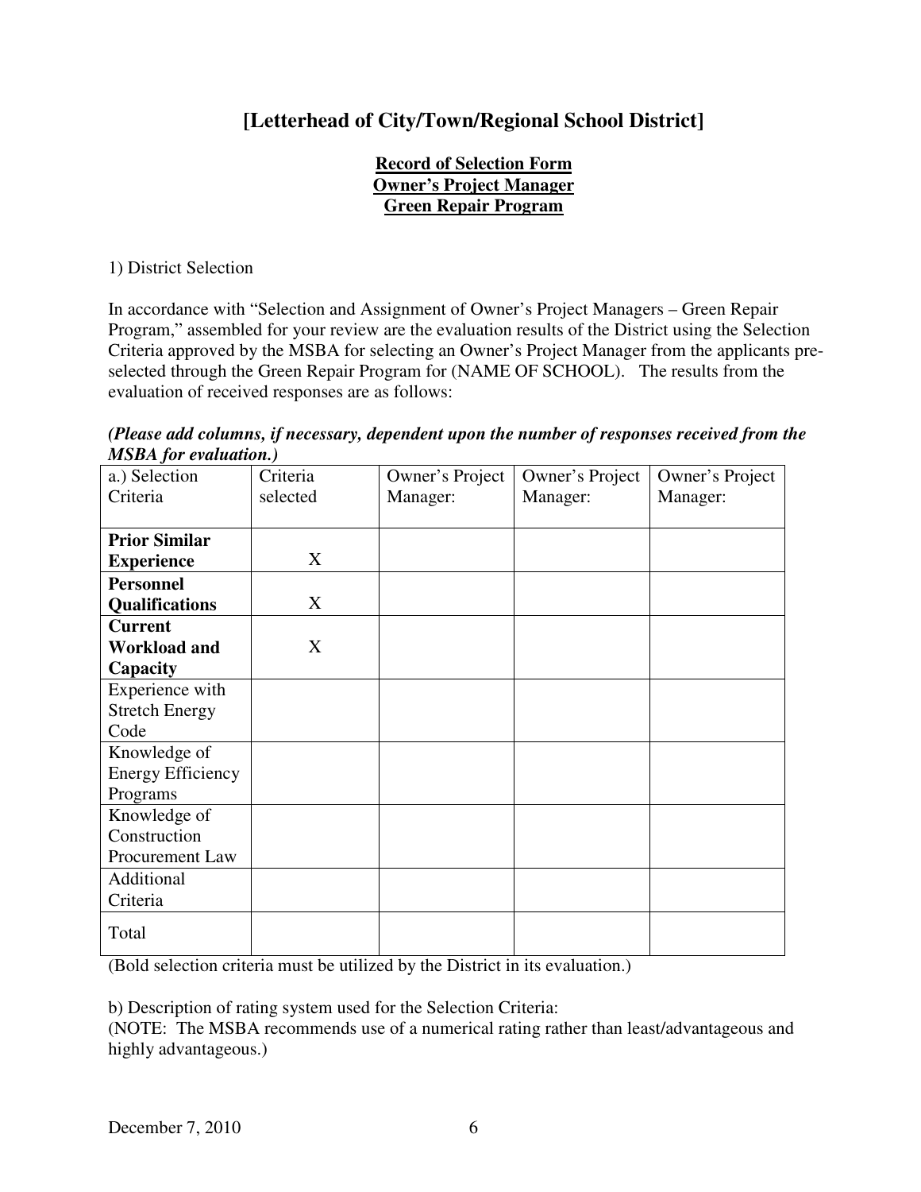# [Letterhead of City/Town/Regional School District]

**Record of Selection Form**
**Owner's Project Manager**
**Green Repair Program**

1) District Selection

In accordance with "Selection and Assignment of Owner's Project Managers – Green Repair Program," assembled for your review are the evaluation results of the District using the Selection Criteria approved by the MSBA for selecting an Owner's Project Manager from the applicants pre-selected through the Green Repair Program for (NAME OF SCHOOL). The results from the evaluation of received responses are as follows:

***(Please add columns, if necessary, dependent upon the number of responses received from the MSBA for evaluation.)***

| a.) Selection Criteria | Criteria selected | Owner's Project Manager: | Owner's Project Manager: | Owner's Project Manager: |
|---|---|---|---|---|
| **Prior Similar Experience** | X | | | |
| **Personnel Qualifications** | X | | | |
| **Current Workload and Capacity** | X | | | |
| Experience with Stretch Energy Code | | | | |
| Knowledge of Energy Efficiency Programs | | | | |
| Knowledge of Construction Procurement Law | | | | |
| Additional Criteria | | | | |
| Total | | | | |

(Bold selection criteria must be utilized by the District in its evaluation.)

b) Description of rating system used for the Selection Criteria:
(NOTE: The MSBA recommends use of a numerical rating rather than least/advantageous and highly advantageous.)

December 7, 2010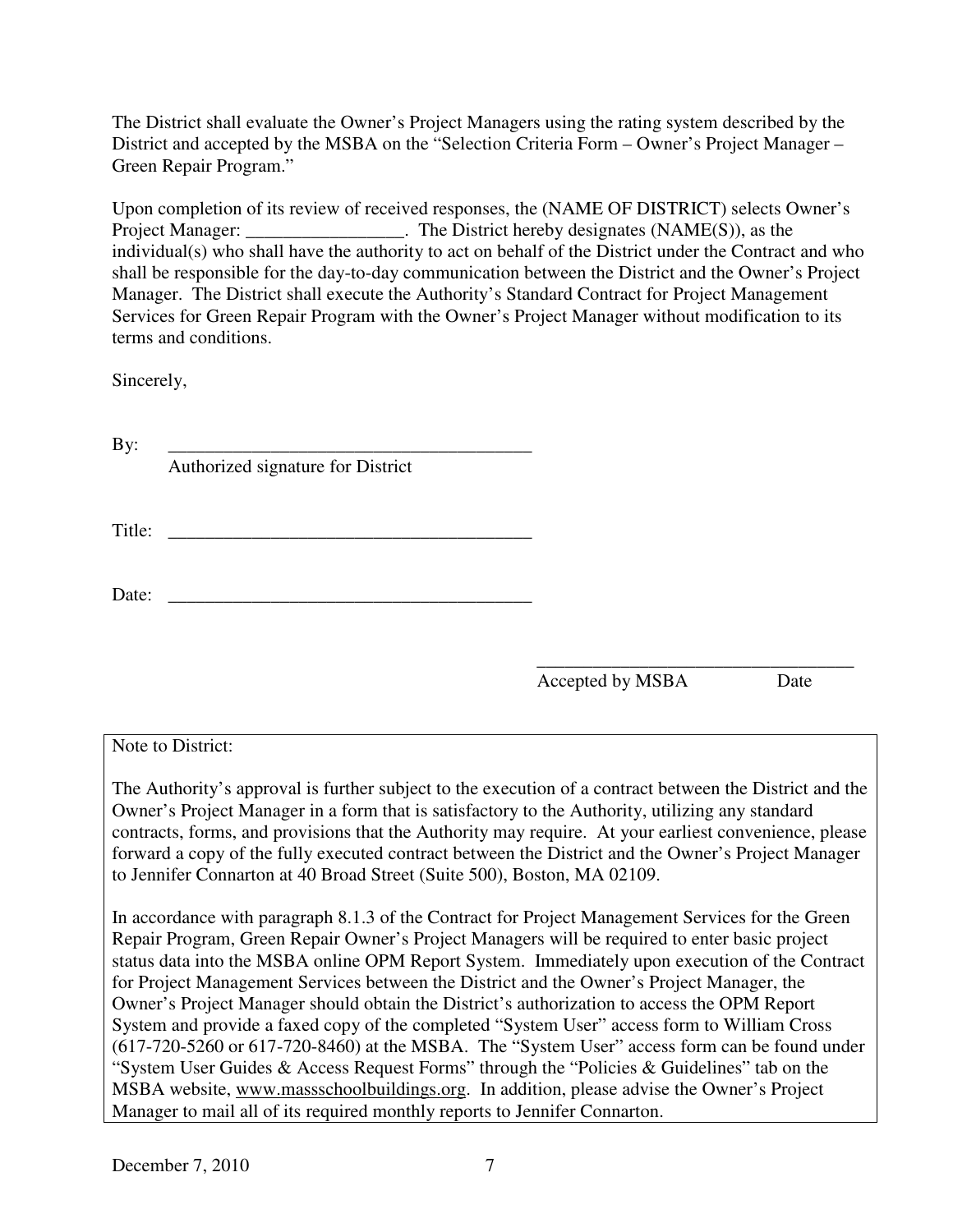The District shall evaluate the Owner's Project Managers using the rating system described by the District and accepted by the MSBA on the "Selection Criteria Form – Owner's Project Manager – Green Repair Program."

Upon completion of its review of received responses, the (NAME OF DISTRICT) selects Owner's Project Manager: _________________. The District hereby designates (NAME(S)), as the individual(s) who shall have the authority to act on behalf of the District under the Contract and who shall be responsible for the day-to-day communication between the District and the Owner's Project Manager. The District shall execute the Authority's Standard Contract for Project Management Services for Green Repair Program with the Owner's Project Manager without modification to its terms and conditions.

Sincerely,

By: ________________________________________
Authorized signature for District

Title: ________________________________________

Date: ________________________________________

___________________________________
Accepted by MSBA Date

Note to District:

The Authority's approval is further subject to the execution of a contract between the District and the Owner's Project Manager in a form that is satisfactory to the Authority, utilizing any standard contracts, forms, and provisions that the Authority may require. At your earliest convenience, please forward a copy of the fully executed contract between the District and the Owner's Project Manager to Jennifer Connarton at 40 Broad Street (Suite 500), Boston, MA 02109.

In accordance with paragraph 8.1.3 of the Contract for Project Management Services for the Green Repair Program, Green Repair Owner's Project Managers will be required to enter basic project status data into the MSBA online OPM Report System. Immediately upon execution of the Contract for Project Management Services between the District and the Owner's Project Manager, the Owner's Project Manager should obtain the District's authorization to access the OPM Report System and provide a faxed copy of the completed "System User" access form to William Cross (617-720-5260 or 617-720-8460) at the MSBA. The "System User" access form can be found under "System User Guides & Access Request Forms" through the "Policies & Guidelines" tab on the MSBA website, www.massschoolbuildings.org. In addition, please advise the Owner's Project Manager to mail all of its required monthly reports to Jennifer Connarton.

December 7, 2010